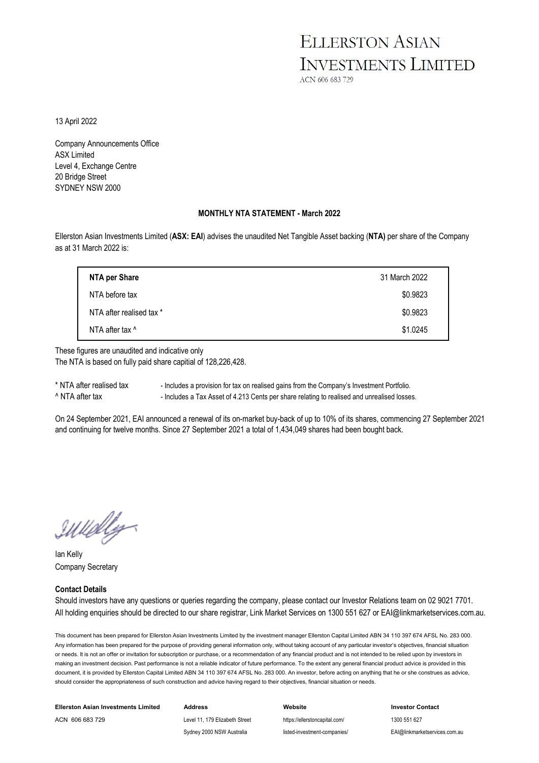# ELLERSTON ASIAN INVESTMENTS LIMITED

ACN 606 683 729

13 April 2022

Company Announcements Office
ASX Limited
Level 4, Exchange Centre
20 Bridge Street
SYDNEY NSW 2000

**MONTHLY NTA STATEMENT - March 2022**

Ellerston Asian Investments Limited (**ASX: EAI**) advises the unaudited Net Tangible Asset backing (**NTA)** per share of the Company as at 31 March 2022 is:

| **NTA per Share** | 31 March 2022 |
|---|---|
| NTA before tax | $0.9823 |
| NTA after realised tax * | $0.9823 |
| NTA after tax ^ | $1.0245 |

These figures are unaudited and indicative only
The NTA is based on fully paid share capital of 128,226,428.

\* NTA after realised tax - Includes a provision for tax on realised gains from the Company's Investment Portfolio.
^ NTA after tax - Includes a Tax Asset of 4.213 Cents per share relating to realised and unrealised losses.

On 24 September 2021, EAI announced a renewal of its on-market buy-back of up to 10% of its shares, commencing 27 September 2021 and continuing for twelve months. Since 27 September 2021 a total of 1,434,049 shares had been bought back.

Ian Kelly
Company Secretary

**Contact Details**

Should investors have any questions or queries regarding the company, please contact our Investor Relations team on 02 9021 7701. All holding enquiries should be directed to our share registrar, Link Market Services on 1300 551 627 or EAI@linkmarketservices.com.au.

This document has been prepared for Ellerston Asian Investments Limited by the investment manager Ellerston Capital Limited ABN 34 110 397 674 AFSL No. 283 000. Any information has been prepared for the purpose of providing general information only, without taking account of any particular investor's objectives, financial situation or needs. It is not an offer or invitation for subscription or purchase, or a recommendation of any financial product and is not intended to be relied upon by investors in making an investment decision. Past performance is not a reliable indicator of future performance. To the extent any general financial product advice is provided in this document, it is provided by Ellerston Capital Limited ABN 34 110 397 674 AFSL No. 283 000. An investor, before acting on anything that he or she construes as advice, should consider the appropriateness of such construction and advice having regard to their objectives, financial situation or needs.

| **Ellerston Asian Investments Limited** | **Address** | **Website** | **Investor Contact** |
|---|---|---|---|
| ACN 606 683 729 | Level 11, 179 Elizabeth Street | https://ellerstoncapital.com/ | 1300 551 627 |
| | Sydney 2000 NSW Australia | listed-investment-companies/ | EAI@linkmarketservices.com.au |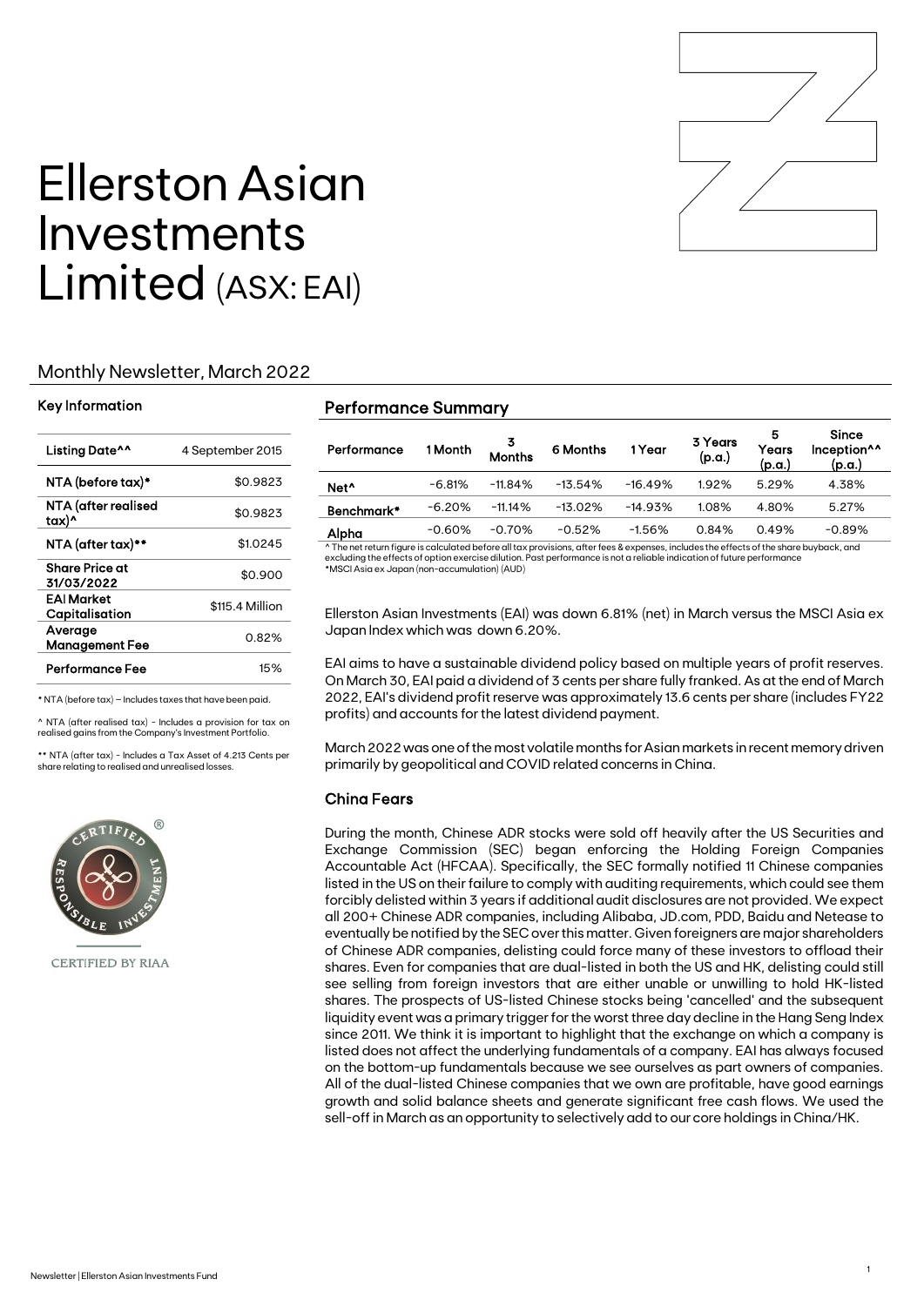# Ellerston Asian Investments Limited (ASX: EAI)

## Monthly Newsletter, March 2022

### Key Information

| | |
|---|---|
| Listing Date^^ | 4 September 2015 |
| NTA (before tax)* | $0.9823 |
| NTA (after realised tax)^ | $0.9823 |
| NTA (after tax)** | $1.0245 |
| Share Price at 31/03/2022 | $0.900 |
| EAI Market Capitalisation | $115.4 Million |
| Average Management Fee | 0.82% |
| Performance Fee | 15% |

* NTA (before tax) – Includes taxes that have been paid.

^ NTA (after realised tax) - Includes a provision for tax on realised gains from the Company's Investment Portfolio.

** NTA (after tax) - Includes a Tax Asset of 4.213 Cents per share relating to realised and unrealised losses.

CERTIFIED BY RIAA

### Performance Summary

| Performance | 1 Month | 3 Months | 6 Months | 1 Year | 3 Years (p.a.) | 5 Years (p.a.) | Since Inception^^ (p.a.) |
|---|---|---|---|---|---|---|---|
| Net^ | -6.81% | -11.84% | -13.54% | -16.49% | 1.92% | 5.29% | 4.38% |
| Benchmark* | -6.20% | -11.14% | -13.02% | -14.93% | 1.08% | 4.80% | 5.27% |
| Alpha | -0.60% | -0.70% | -0.52% | -1.56% | 0.84% | 0.49% | -0.89% |

^ The net return figure is calculated before all tax provisions, after fees & expenses, includes the effects of the share buyback, and excluding the effects of option exercise dilution. Past performance is not a reliable indication of future performance
*MSCI Asia ex Japan (non-accumulation) (AUD)

Ellerston Asian Investments (EAI) was down 6.81% (net) in March versus the MSCI Asia ex Japan Index which was down 6.20%.

EAI aims to have a sustainable dividend policy based on multiple years of profit reserves. On March 30, EAI paid a dividend of 3 cents per share fully franked. As at the end of March 2022, EAI's dividend profit reserve was approximately 13.6 cents per share (includes FY22 profits) and accounts for the latest dividend payment.

March 2022 was one of the most volatile months for Asian markets in recent memory driven primarily by geopolitical and COVID related concerns in China.

### China Fears

During the month, Chinese ADR stocks were sold off heavily after the US Securities and Exchange Commission (SEC) began enforcing the Holding Foreign Companies Accountable Act (HFCAA). Specifically, the SEC formally notified 11 Chinese companies listed in the US on their failure to comply with auditing requirements, which could see them forcibly delisted within 3 years if additional audit disclosures are not provided. We expect all 200+ Chinese ADR companies, including Alibaba, JD.com, PDD, Baidu and Netease to eventually be notified by the SEC over this matter. Given foreigners are major shareholders of Chinese ADR companies, delisting could force many of these investors to offload their shares. Even for companies that are dual-listed in both the US and HK, delisting could still see selling from foreign investors that are either unable or unwilling to hold HK-listed shares. The prospects of US-listed Chinese stocks being 'cancelled' and the subsequent liquidity event was a primary trigger for the worst three day decline in the Hang Seng Index since 2011. We think it is important to highlight that the exchange on which a company is listed does not affect the underlying fundamentals of a company. EAI has always focused on the bottom-up fundamentals because we see ourselves as part owners of companies. All of the dual-listed Chinese companies that we own are profitable, have good earnings growth and solid balance sheets and generate significant free cash flows. We used the sell-off in March as an opportunity to selectively add to our core holdings in China/HK.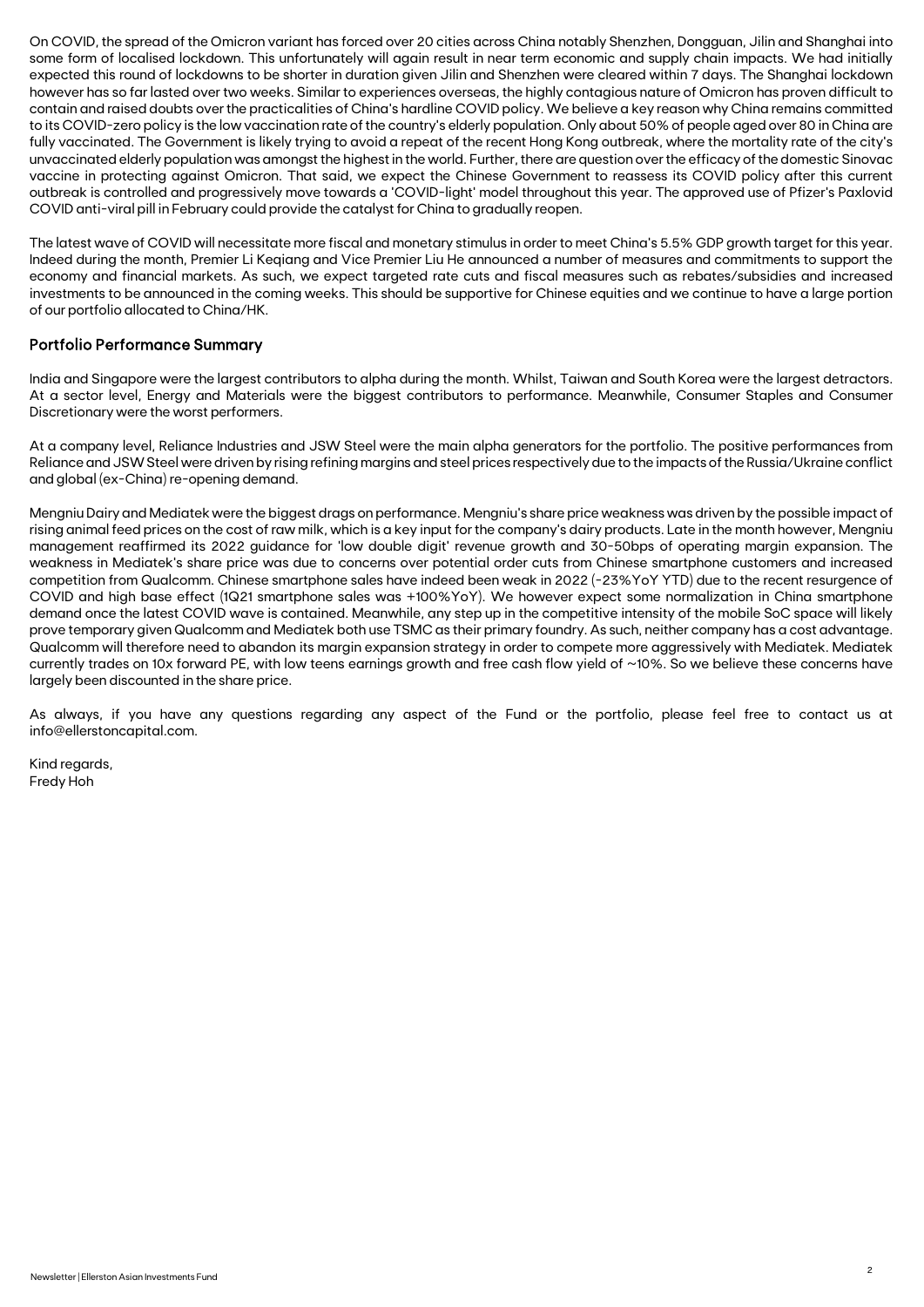On COVID, the spread of the Omicron variant has forced over 20 cities across China notably Shenzhen, Dongguan, Jilin and Shanghai into some form of localised lockdown. This unfortunately will again result in near term economic and supply chain impacts. We had initially expected this round of lockdowns to be shorter in duration given Jilin and Shenzhen were cleared within 7 days. The Shanghai lockdown however has so far lasted over two weeks. Similar to experiences overseas, the highly contagious nature of Omicron has proven difficult to contain and raised doubts over the practicalities of China's hardline COVID policy. We believe a key reason why China remains committed to its COVID-zero policy is the low vaccination rate of the country's elderly population. Only about 50% of people aged over 80 in China are fully vaccinated. The Government is likely trying to avoid a repeat of the recent Hong Kong outbreak, where the mortality rate of the city's unvaccinated elderly population was amongst the highest in the world. Further, there are question over the efficacy of the domestic Sinovac vaccine in protecting against Omicron. That said, we expect the Chinese Government to reassess its COVID policy after this current outbreak is controlled and progressively move towards a 'COVID-light' model throughout this year. The approved use of Pfizer's Paxlovid COVID anti-viral pill in February could provide the catalyst for China to gradually reopen.

The latest wave of COVID will necessitate more fiscal and monetary stimulus in order to meet China's 5.5% GDP growth target for this year. Indeed during the month, Premier Li Keqiang and Vice Premier Liu He announced a number of measures and commitments to support the economy and financial markets. As such, we expect targeted rate cuts and fiscal measures such as rebates/subsidies and increased investments to be announced in the coming weeks. This should be supportive for Chinese equities and we continue to have a large portion of our portfolio allocated to China/HK.

## Portfolio Performance Summary

India and Singapore were the largest contributors to alpha during the month. Whilst, Taiwan and South Korea were the largest detractors. At a sector level, Energy and Materials were the biggest contributors to performance. Meanwhile, Consumer Staples and Consumer Discretionary were the worst performers.

At a company level, Reliance Industries and JSW Steel were the main alpha generators for the portfolio. The positive performances from Reliance and JSW Steel were driven by rising refining margins and steel prices respectively due to the impacts of the Russia/Ukraine conflict and global (ex-China) re-opening demand.

Mengniu Dairy and Mediatek were the biggest drags on performance. Mengniu's share price weakness was driven by the possible impact of rising animal feed prices on the cost of raw milk, which is a key input for the company's dairy products. Late in the month however, Mengniu management reaffirmed its 2022 guidance for 'low double digit' revenue growth and 30-50bps of operating margin expansion. The weakness in Mediatek's share price was due to concerns over potential order cuts from Chinese smartphone customers and increased competition from Qualcomm. Chinese smartphone sales have indeed been weak in 2022 (-23%YoY YTD) due to the recent resurgence of COVID and high base effect (1Q21 smartphone sales was +100%YoY). We however expect some normalization in China smartphone demand once the latest COVID wave is contained. Meanwhile, any step up in the competitive intensity of the mobile SoC space will likely prove temporary given Qualcomm and Mediatek both use TSMC as their primary foundry. As such, neither company has a cost advantage. Qualcomm will therefore need to abandon its margin expansion strategy in order to compete more aggressively with Mediatek. Mediatek currently trades on 10x forward PE, with low teens earnings growth and free cash flow yield of ~10%. So we believe these concerns have largely been discounted in the share price.

As always, if you have any questions regarding any aspect of the Fund or the portfolio, please feel free to contact us at info@ellerstoncapital.com.

Kind regards,  
Fredy Hoh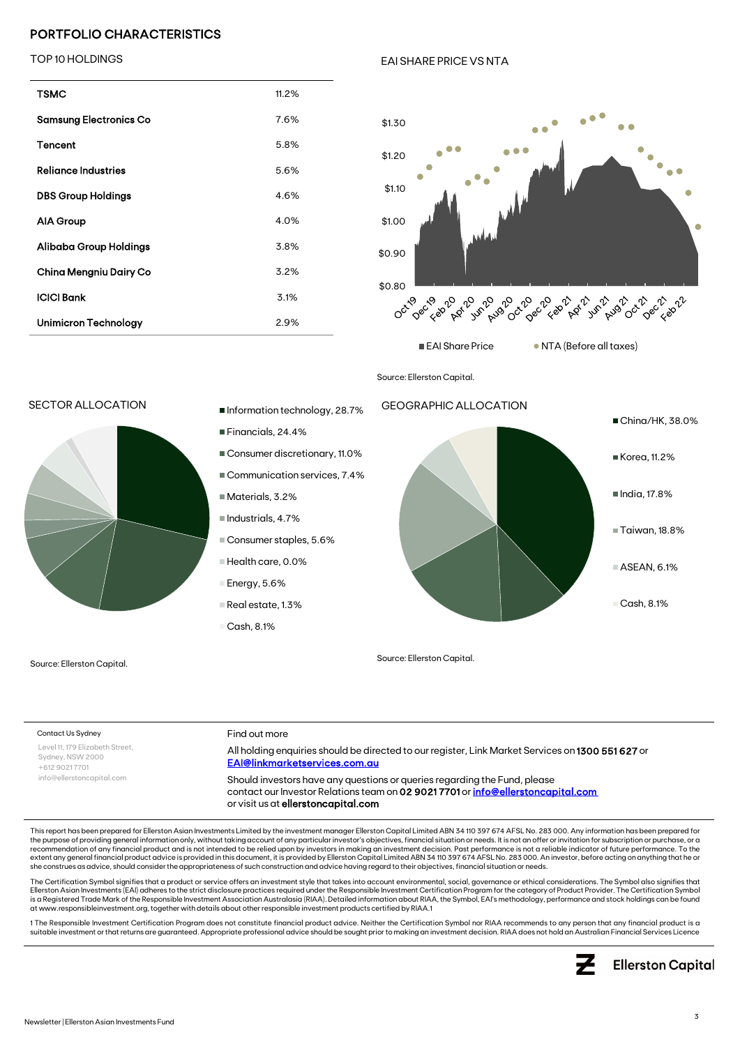## PORTFOLIO CHARACTERISTICS

### TOP 10 HOLDINGS

| | |
|---|---|
| **TSMC** | 11.2% |
| **Samsung Electronics Co** | 7.6% |
| **Tencent** | 5.8% |
| **Reliance Industries** | 5.6% |
| **DBS Group Holdings** | 4.6% |
| **AIA Group** | 4.0% |
| **Alibaba Group Holdings** | 3.8% |
| **China Mengniu Dairy Co** | 3.2% |
| **ICICI Bank** | 3.1% |
| **Unimicron Technology** | 2.9% |

### EAI SHARE PRICE VS NTA

$1.30
$1.20
$1.10
$1.00
$0.90
$0.80

Oct 19, Dec 19, Feb 20, Apr 20, Jun 20, Aug 20, Oct 20, Dec 20, Feb 21, Apr 21, Jun 21, Aug 21, Oct 21, Dec 21, Feb 22

EAI Share Price
NTA (Before all taxes)

Source: Ellerston Capital.

### SECTOR ALLOCATION

Information technology, 28.7%
Financials, 24.4%
Consumer discretionary, 11.0%
Communication services, 7.4%
Materials, 3.2%
Industrials, 4.7%
Consumer staples, 5.6%
Health care, 0.0%
Energy, 5.6%
Real estate, 1.3%
Cash, 8.1%

Source: Ellerston Capital.

### GEOGRAPHIC ALLOCATION

China/HK, 38.0%
Korea, 11.2%
India, 17.8%
Taiwan, 18.8%
ASEAN, 6.1%
Cash, 8.1%

Source: Ellerston Capital.

Contact Us Sydney

Level 11, 179 Elizabeth Street,
Sydney, NSW 2000
+612 9021 7701
info@ellerstoncapital.com

Find out more

All holding enquiries should be directed to our register, Link Market Services on **1300 551 627** or **EAI@linkmarketservices.com.au**

Should investors have any questions or queries regarding the Fund, please contact our Investor Relations team on **02 9021 7701** or **info@ellerstoncapital.com** or visit us at **ellerstoncapital.com**

This report has been prepared for Ellerston Asian Investments Limited by the investment manager Ellerston Capital Limited ABN 34 110 397 674 AFSL No. 283 000. Any information has been prepared for the purpose of providing general information only, without taking account of any particular investor's objectives, financial situation or needs. It is not an offer or invitation for subscription or purchase, or a recommendation of any financial product and is not intended to be relied upon by investors in making an investment decision. Past performance is not a reliable indicator of future performance. To the extent any general financial product advice is provided in this document, it is provided by Ellerston Capital Limited ABN 34 110 397 674 AFSL No. 283 000. An investor, before acting on anything that he or she construes as advice, should consider the appropriateness of such construction and advice having regard to their objectives, financial situation or needs.

The Certification Symbol signifies that a product or service offers an investment style that takes into account environmental, social, governance or ethical considerations. The Symbol also signifies that Ellerston Asian Investments (EAI) adheres to the strict disclosure practices required under the Responsible Investment Certification Program for the category of Product Provider. The Certification Symbol is a Registered Trade Mark of the Responsible Investment Association Australasia (RIAA). Detailed information about RIAA, the Symbol, EAI's methodology, performance and stock holdings can be found at www.responsibleinvestment.org, together with details about other responsible investment products certified by RIAA.1

1 The Responsible Investment Certification Program does not constitute financial product advice. Neither the Certification Symbol nor RIAA recommends to any person that any financial product is a suitable investment or that returns are guaranteed. Appropriate professional advice should be sought prior to making an investment decision. RIAA does not hold an Australian Financial Services Licence

Ellerston Capital